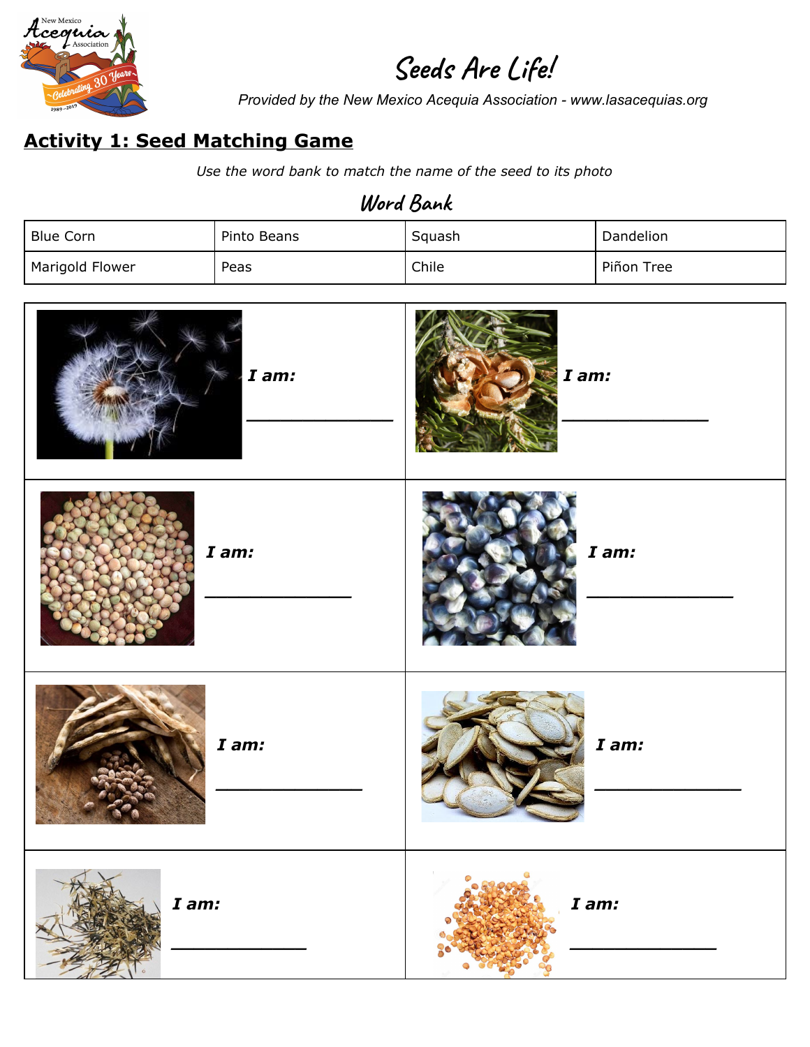# Seeds Are Life!

*Provided by the New Mexico Acequia Association - www.lasacequias.org*

## Activity 1: Seed Matching Game

*Use the word bank to match the name of the seed to its photo*

### Word Bank

| Blue Corn | Pinto Beans | Squash | Dandelion |
|---|---|---|---|
| Marigold Flower | Peas | Chile | Piñon Tree |

| | |
|---|---|
| ***I am:*** ______________ | ***I am:*** ______________ |
| ***I am:*** ______________ | ***I am:*** ______________ |
| ***I am:*** ______________ | ***I am:*** ______________ |
| ***I am:*** ______________ | ***I am:*** ______________ |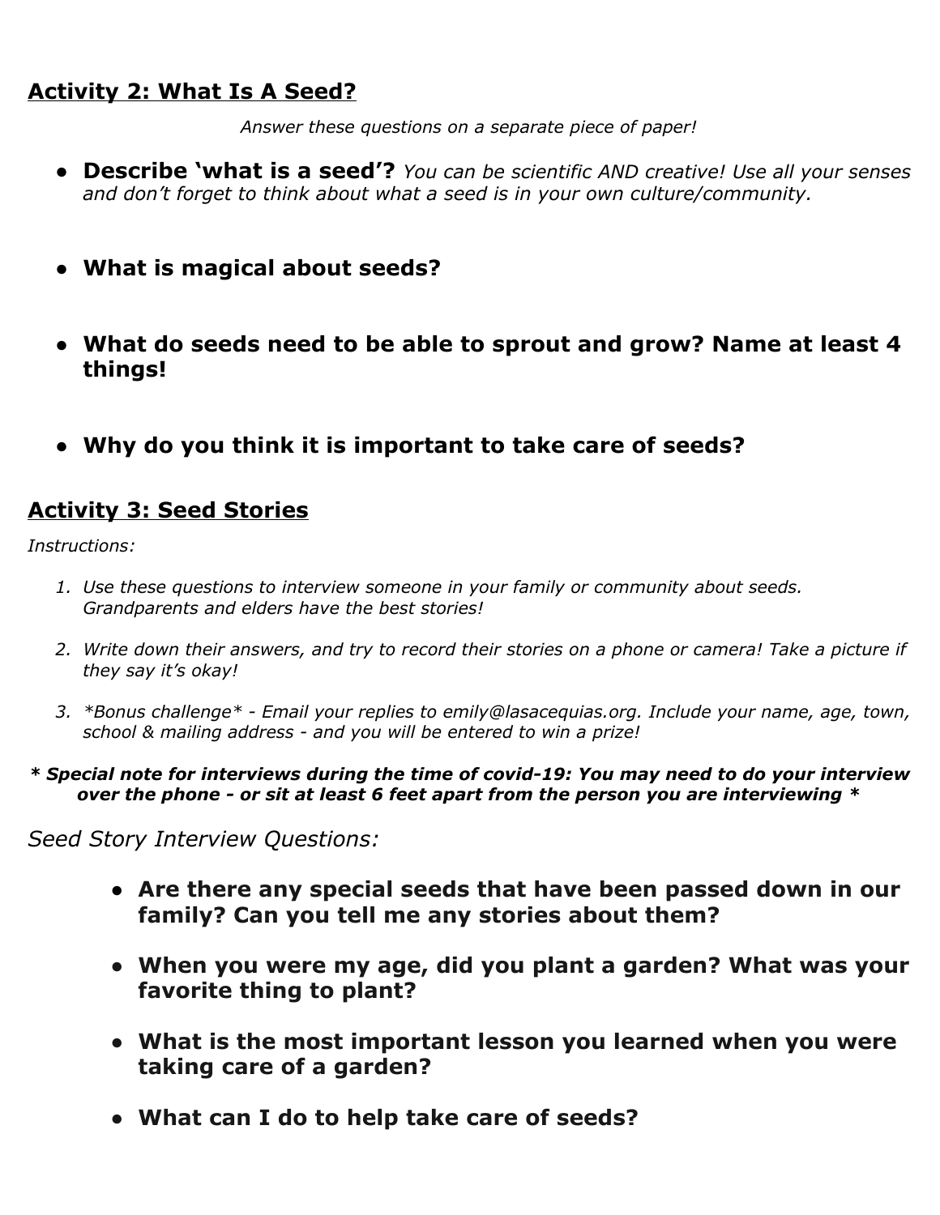## Activity 2: What Is A Seed?

*Answer these questions on a separate piece of paper!*

- **Describe 'what is a seed'?** *You can be scientific AND creative! Use all your senses and don't forget to think about what a seed is in your own culture/community.*

- **What is magical about seeds?**

- **What do seeds need to be able to sprout and grow? Name at least 4 things!**

- **Why do you think it is important to take care of seeds?**

## Activity 3: Seed Stories

*Instructions:*

1. *Use these questions to interview someone in your family or community about seeds. Grandparents and elders have the best stories!*

2. *Write down their answers, and try to record their stories on a phone or camera! Take a picture if they say it's okay!*

3. *\*Bonus challenge\* - Email your replies to emily@lasacequias.org. Include your name, age, town, school & mailing address - and you will be entered to win a prize!*

***\* Special note for interviews during the time of covid-19: You may need to do your interview over the phone - or sit at least 6 feet apart from the person you are interviewing \****

*Seed Story Interview Questions:*

- **Are there any special seeds that have been passed down in our family? Can you tell me any stories about them?**

- **When you were my age, did you plant a garden? What was your favorite thing to plant?**

- **What is the most important lesson you learned when you were taking care of a garden?**

- **What can I do to help take care of seeds?**